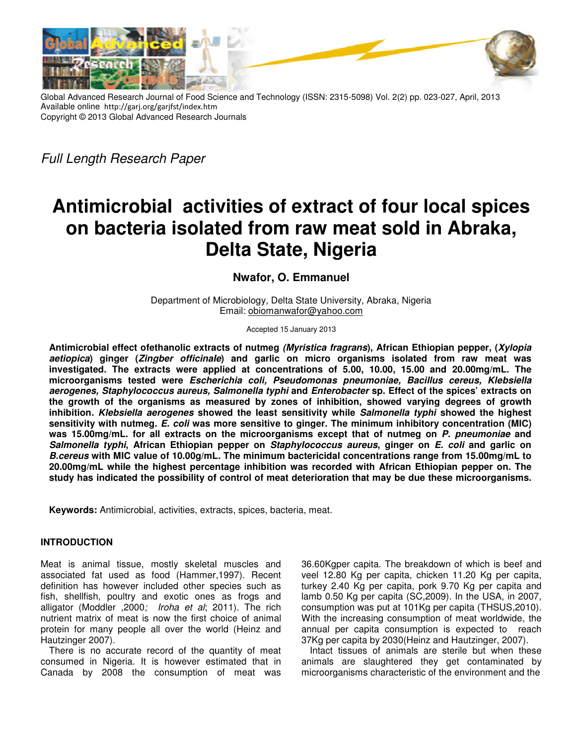Global Advanced Research Journal of Food Science and Technology (ISSN: 2315-5098) Vol. 2(2) pp. 023-027, April, 2013
Available online http://garj.org/garjfst/index.htm
Copyright © 2013 Global Advanced Research Journals

*Full Length Research Paper*

# Antimicrobial activities of extract of four local spices on bacteria isolated from raw meat sold in Abraka, Delta State, Nigeria

**Nwafor, O. Emmanuel**

Department of Microbiology, Delta State University, Abraka, Nigeria
Email: obiomanwafor@yahoo.com

Accepted 15 January 2013

**Antimicrobial effect ofethanolic extracts of nutmeg *(Myristica fragrans)*, African Ethiopian pepper, (*Xylopia aetiopica*) ginger (*Zingber officinale*) and garlic on micro organisms isolated from raw meat was investigated. The extracts were applied at concentrations of 5.00, 10.00, 15.00 and 20.00mg/mL. The microorganisms tested were *Escherichia coli, Pseudomonas pneumoniae, Bacillus cereus, Klebsiella aerogenes, Staphylococcus aureus, Salmonella typhi* and *Enterobacter* sp. Effect of the spices' extracts on the growth of the organisms as measured by zones of inhibition, showed varying degrees of growth inhibition. *Klebsiella aerogenes* showed the least sensitivity while *Salmonella typhi* showed the highest sensitivity with nutmeg. *E. coli* was more sensitive to ginger. The minimum inhibitory concentration (MIC) was 15.00mg/mL. for all extracts on the microorganisms except that of nutmeg on *P. pneumoniae* and *Salmonella typhi*, African Ethiopian pepper on *Staphylococcus aureus*, ginger on *E. coli* and garlic on *B.cereus* with MIC value of 10.00g/mL. The minimum bactericidal concentrations range from 15.00mg/mL to 20.00mg/mL while the highest percentage inhibition was recorded with African Ethiopian pepper on. The study has indicated the possibility of control of meat deterioration that may be due these microorganisms.**

**Keywords:** Antimicrobial, activities, extracts, spices, bacteria, meat.

## INTRODUCTION

Meat is animal tissue, mostly skeletal muscles and associated fat used as food (Hammer,1997). Recent definition has however included other species such as fish, shellfish, poultry and exotic ones as frogs and alligator (Moddler ,2000*; Iroha et al*; 2011). The rich nutrient matrix of meat is now the first choice of animal protein for many people all over the world (Heinz and Hautzinger 2007).

There is no accurate record of the quantity of meat consumed in Nigeria. It is however estimated that in Canada by 2008 the consumption of meat was 36.60Kgper capita. The breakdown of which is beef and veel 12.80 Kg per capita, chicken 11.20 Kg per capita, turkey 2.40 Kg per capita, pork 9.70 Kg per capita and lamb 0.50 Kg per capita (SC,2009). In the USA, in 2007, consumption was put at 101Kg per capita (THSUS,2010). With the increasing consumption of meat worldwide, the annual per capita consumption is expected to reach 37Kg per capita by 2030(Heinz and Hautzinger, 2007).

Intact tissues of animals are sterile but when these animals are slaughtered they get contaminated by microorganisms characteristic of the environment and the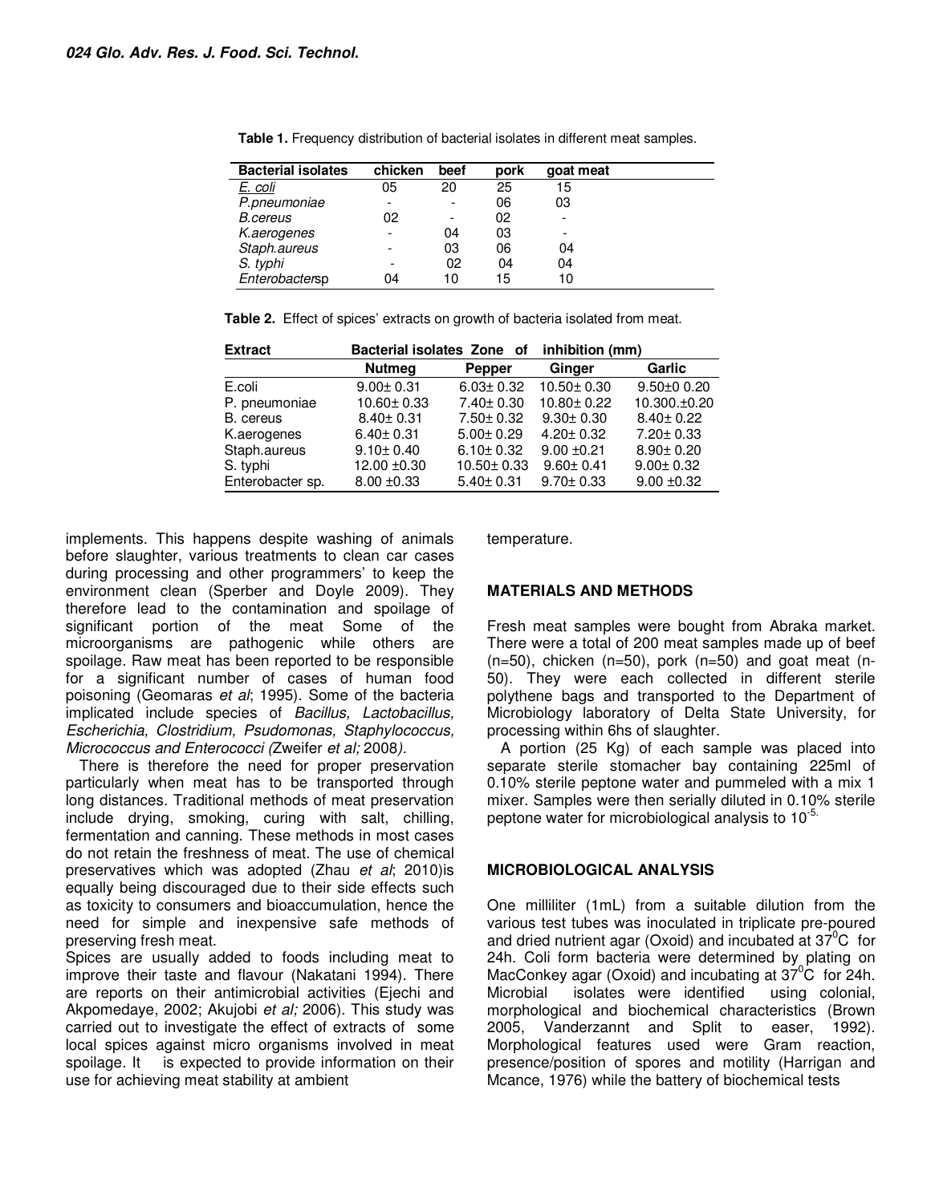**Table 1.** Frequency distribution of bacterial isolates in different meat samples.

| Bacterial isolates | chicken | beef | pork | goat meat |
|---|---|---|---|---|
| *E. coli* | 05 | 20 | 25 | 15 |
| *P.pneumoniae* | - | - | 06 | 03 |
| *B.cereus* | 02 | - | 02 | - |
| *K.aerogenes* | - | 04 | 03 | - |
| *Staph.aureus* | - | 03 | 06 | 04 |
| *S. typhi* | - | 02 | 04 | 04 |
| *Enterobacter*sp | 04 | 10 | 15 | 10 |

**Table 2.** Effect of spices' extracts on growth of bacteria isolated from meat.

| Extract | Bacterial isolates Zone of inhibition (mm) | | | |
|---|---|---|---|---|
| | Nutmeg | Pepper | Ginger | Garlic |
| E.coli | 9.00± 0.31 | 6.03± 0.32 | 10.50± 0.30 | 9.50±0 0.20 |
| P. pneumoniae | 10.60± 0.33 | 7.40± 0.30 | 10.80± 0.22 | 10.300.±0.20 |
| B. cereus | 8.40± 0.31 | 7.50± 0.32 | 9.30± 0.30 | 8.40± 0.22 |
| K.aerogenes | 6.40± 0.31 | 5.00± 0.29 | 4.20± 0.32 | 7.20± 0.33 |
| Staph.aureus | 9.10± 0.40 | 6.10± 0.32 | 9.00 ±0.21 | 8.90± 0.20 |
| S. typhi | 12.00 ±0.30 | 10.50± 0.33 | 9.60± 0.41 | 9.00± 0.32 |
| Enterobacter sp. | 8.00 ±0.33 | 5.40± 0.31 | 9.70± 0.33 | 9.00 ±0.32 |

implements. This happens despite washing of animals before slaughter, various treatments to clean car cases during processing and other programmers' to keep the environment clean (Sperber and Doyle 2009). They therefore lead to the contamination and spoilage of significant portion of the meat Some of the microorganisms are pathogenic while others are spoilage. Raw meat has been reported to be responsible for a significant number of cases of human food poisoning (Geomaras *et al*; 1995). Some of the bacteria implicated include species of *Bacillus, Lactobacillus, Escherichia, Clostridium, Psudomonas, Staphylococcus, Micrococcus and Enterococci (*Zweifer *et al;* 2008*).*

There is therefore the need for proper preservation particularly when meat has to be transported through long distances. Traditional methods of meat preservation include drying, smoking, curing with salt, chilling, fermentation and canning. These methods in most cases do not retain the freshness of meat. The use of chemical preservatives which was adopted (Zhau *et al*; 2010)is equally being discouraged due to their side effects such as toxicity to consumers and bioaccumulation, hence the need for simple and inexpensive safe methods of preserving fresh meat.

Spices are usually added to foods including meat to improve their taste and flavour (Nakatani 1994). There are reports on their antimicrobial activities (Ejechi and Akpomedaye, 2002; Akujobi *et al;* 2006). This study was carried out to investigate the effect of extracts of some local spices against micro organisms involved in meat spoilage. It is expected to provide information on their use for achieving meat stability at ambient temperature.

## MATERIALS AND METHODS

Fresh meat samples were bought from Abraka market. There were a total of 200 meat samples made up of beef (n=50), chicken (n=50), pork (n=50) and goat meat (n-50). They were each collected in different sterile polythene bags and transported to the Department of Microbiology laboratory of Delta State University, for processing within 6hs of slaughter.

A portion (25 Kg) of each sample was placed into separate sterile stomacher bay containing 225ml of 0.10% sterile peptone water and pummeled with a mix 1 mixer. Samples were then serially diluted in 0.10% sterile peptone water for microbiological analysis to $10^{-5}$.

## MICROBIOLOGICAL ANALYSIS

One milliliter (1mL) from a suitable dilution from the various test tubes was inoculated in triplicate pre-poured and dried nutrient agar (Oxoid) and incubated at $37^0$C for 24h. Coli form bacteria were determined by plating on MacConkey agar (Oxoid) and incubating at $37^0$C for 24h. Microbial isolates were identified using colonial, morphological and biochemical characteristics (Brown 2005, Vanderzannt and Split to easer, 1992). Morphological features used were Gram reaction, presence/position of spores and motility (Harrigan and Mcance, 1976) while the battery of biochemical tests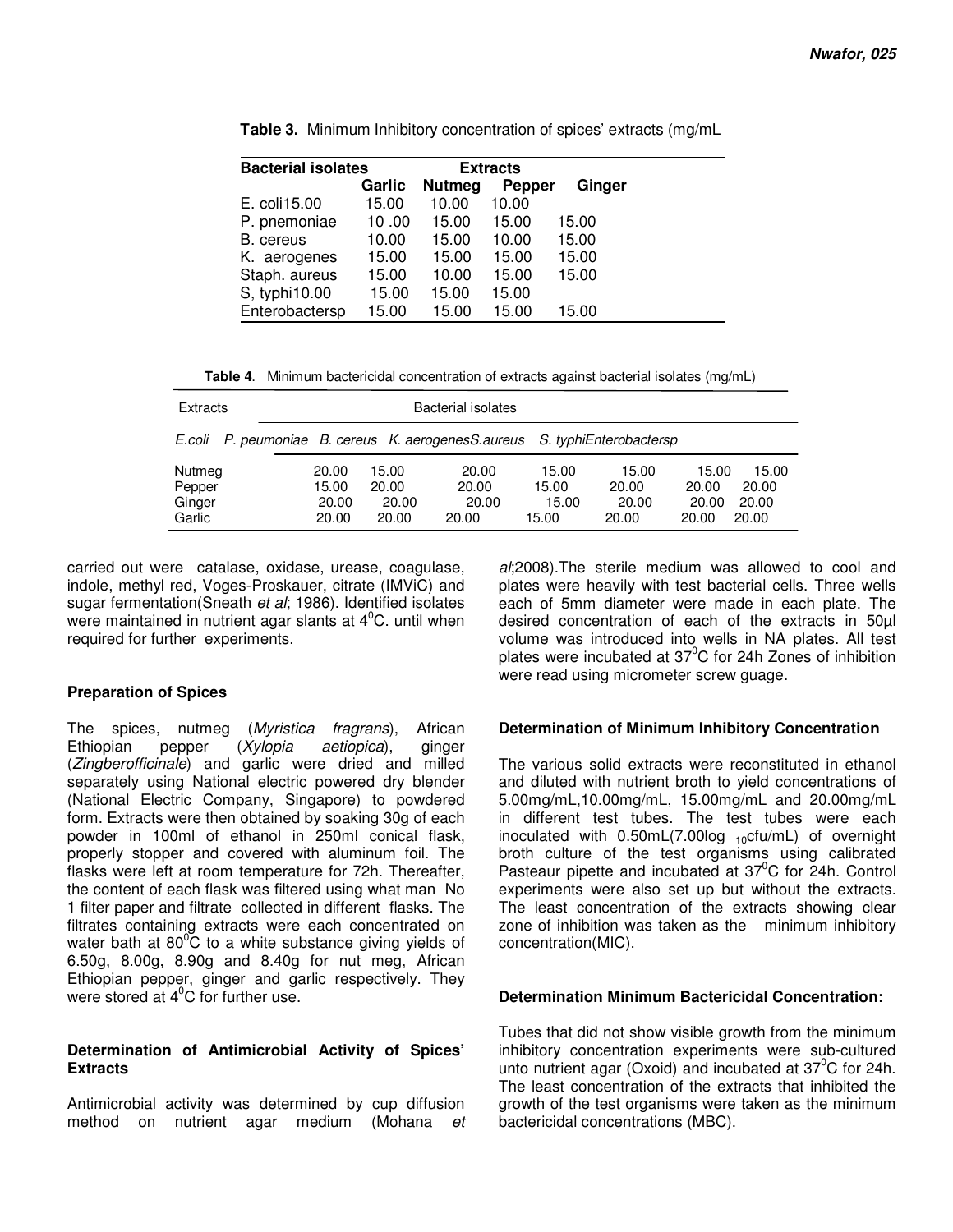**Table 3.** Minimum Inhibitory concentration of spices' extracts (mg/mL

| Bacterial isolates | Extracts | | | |
|---|---|---|---|---|
| | Garlic | Nutmeg | Pepper | Ginger |
| E. coli15.00 | 15.00 | 10.00 | 10.00 | |
| P. pnemoniae | 10 .00 | 15.00 | 15.00 | 15.00 |
| B. cereus | 10.00 | 15.00 | 10.00 | 15.00 |
| K. aerogenes | 15.00 | 15.00 | 15.00 | 15.00 |
| Staph. aureus | 15.00 | 10.00 | 15.00 | 15.00 |
| S, typhi10.00 | 15.00 | 15.00 | 15.00 | |
| Enterobactersp | 15.00 | 15.00 | 15.00 | 15.00 |

**Table 4**. Minimum bactericidal concentration of extracts against bacterial isolates (mg/mL)

| Extracts | Bacterial isolates | | | | | | |
|---|---|---|---|---|---|---|---|
| | *E.coli* | *P. peumoniae* | *B. cereus* | *K. aerogenes* | *S.aureus* | *S. typhi* | *Enterobactersp* |
| Nutmeg | 20.00 | 15.00 | 20.00 | 15.00 | 15.00 | 15.00 | 15.00 |
| Pepper | 15.00 | 20.00 | 20.00 | 15.00 | 20.00 | 20.00 | 20.00 |
| Ginger | 20.00 | 20.00 | 20.00 | 15.00 | 20.00 | 20.00 | 20.00 |
| Garlic | 20.00 | 20.00 | 20.00 | 15.00 | 20.00 | 20.00 | 20.00 |

carried out were catalase, oxidase, urease, coagulase, indole, methyl red, Voges-Proskauer, citrate (IMViC) and sugar fermentation(Sneath *et al*; 1986). Identified isolates were maintained in nutrient agar slants at $4^0$C. until when required for further experiments.

### Preparation of Spices

The spices, nutmeg (*Myristica fragrans*), African Ethiopian pepper (*Xylopia aetiopica*), ginger (*Zingberofficinale*) and garlic were dried and milled separately using National electric powered dry blender (National Electric Company, Singapore) to powdered form. Extracts were then obtained by soaking 30g of each powder in 100ml of ethanol in 250ml conical flask, properly stopper and covered with aluminum foil. The flasks were left at room temperature for 72h. Thereafter, the content of each flask was filtered using what man No 1 filter paper and filtrate collected in different flasks. The filtrates containing extracts were each concentrated on water bath at $80^0$C to a white substance giving yields of 6.50g, 8.00g, 8.90g and 8.40g for nut meg, African Ethiopian pepper, ginger and garlic respectively. They were stored at $4^0$C for further use.

### Determination of Antimicrobial Activity of Spices' Extracts

Antimicrobial activity was determined by cup diffusion method on nutrient agar medium (Mohana *et al*;2008).The sterile medium was allowed to cool and plates were heavily with test bacterial cells. Three wells each of 5mm diameter were made in each plate. The desired concentration of each of the extracts in 50µl volume was introduced into wells in NA plates. All test plates were incubated at $37^0$C for 24h Zones of inhibition were read using micrometer screw guage.

### Determination of Minimum Inhibitory Concentration

The various solid extracts were reconstituted in ethanol and diluted with nutrient broth to yield concentrations of 5.00mg/mL,10.00mg/mL, 15.00mg/mL and 20.00mg/mL in different test tubes. The test tubes were each inoculated with 0.50mL(7.00log $_{10}$cfu/mL) of overnight broth culture of the test organisms using calibrated Pasteaur pipette and incubated at $37^0$C for 24h. Control experiments were also set up but without the extracts. The least concentration of the extracts showing clear zone of inhibition was taken as the minimum inhibitory concentration(MIC).

### Determination Minimum Bactericidal Concentration:

Tubes that did not show visible growth from the minimum inhibitory concentration experiments were sub-cultured unto nutrient agar (Oxoid) and incubated at $37^0$C for 24h. The least concentration of the extracts that inhibited the growth of the test organisms were taken as the minimum bactericidal concentrations (MBC).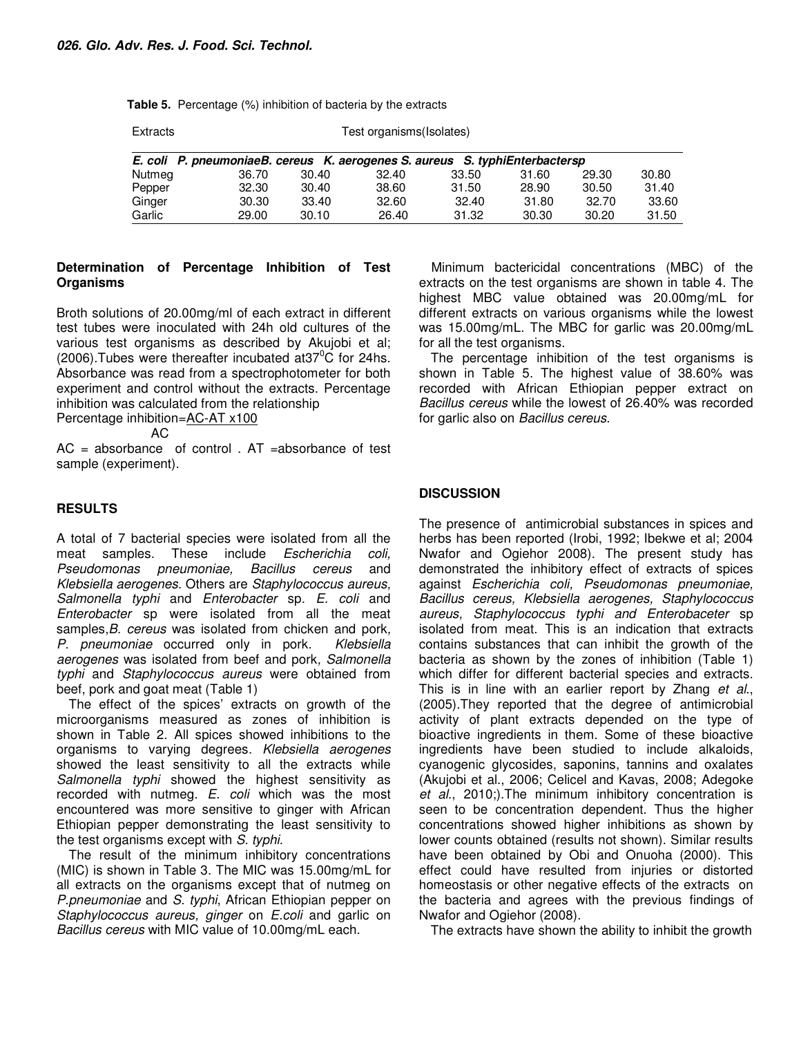**Table 5.** Percentage (%) inhibition of bacteria by the extracts

| Extracts | Test organisms(Isolates) | | | | | | |
|---|---|---|---|---|---|---|---|
| | *E. coli* | *P. pneumoniae* | *B. cereus* | *K. aerogenes* | *S. aureus* | *S. typhi* | *Enterbactersp* |
| Nutmeg | 36.70 | 30.40 | 32.40 | 33.50 | 31.60 | 29.30 | 30.80 |
| Pepper | 32.30 | 30.40 | 38.60 | 31.50 | 28.90 | 30.50 | 31.40 |
| Ginger | 30.30 | 33.40 | 32.60 | 32.40 | 31.80 | 32.70 | 33.60 |
| Garlic | 29.00 | 30.10 | 26.40 | 31.32 | 30.30 | 30.20 | 31.50 |

## Determination of Percentage Inhibition of Test Organisms

Broth solutions of 20.00mg/ml of each extract in different test tubes were inoculated with 24h old cultures of the various test organisms as described by Akujobi et al; (2006).Tubes were thereafter incubated at37$^0$C for 24hs. Absorbance was read from a spectrophotometer for both experiment and control without the extracts. Percentage inhibition was calculated from the relationship

$$\text{Percentage inhibition} = \frac{AC - AT}{AC} \times 100$$

AC = absorbance of control . AT =absorbance of test sample (experiment).

## RESULTS

A total of 7 bacterial species were isolated from all the meat samples. These include *Escherichia coli, Pseudomonas pneumoniae, Bacillus cereus* and *Klebsiella aerogenes*. Others are *Staphylococcus aureus, Salmonella typhi* and *Enterobacter* sp. *E. coli* and *Enterobacter* sp were isolated from all the meat samples,*B. cereus* was isolated from chicken and pork*, P. pneumoniae* occurred only in pork. *Klebsiella aerogenes* was isolated from beef and pork*, Salmonella typhi* and *Staphylococcus aureus* were obtained from beef, pork and goat meat (Table 1)

The effect of the spices' extracts on growth of the microorganisms measured as zones of inhibition is shown in Table 2. All spices showed inhibitions to the organisms to varying degrees. *Klebsiella aerogenes* showed the least sensitivity to all the extracts while *Salmonella typhi* showed the highest sensitivity as recorded with nutmeg. *E. coli* which was the most encountered was more sensitive to ginger with African Ethiopian pepper demonstrating the least sensitivity to the test organisms except with *S. typhi*.

The result of the minimum inhibitory concentrations (MIC) is shown in Table 3. The MIC was 15.00mg/mL for all extracts on the organisms except that of nutmeg on *P.pneumoniae* and *S. typhi*, African Ethiopian pepper on *Staphylococcus aureus, ginger* on *E.coli* and garlic on *Bacillus cereus* with MIC value of 10.00mg/mL each.

Minimum bactericidal concentrations (MBC) of the extracts on the test organisms are shown in table 4. The highest MBC value obtained was 20.00mg/mL for different extracts on various organisms while the lowest was 15.00mg/mL. The MBC for garlic was 20.00mg/mL for all the test organisms.

The percentage inhibition of the test organisms is shown in Table 5. The highest value of 38.60% was recorded with African Ethiopian pepper extract on *Bacillus cereus* while the lowest of 26.40% was recorded for garlic also on *Bacillus cereus*.

## DISCUSSION

The presence of antimicrobial substances in spices and herbs has been reported (Irobi, 1992; Ibekwe et al; 2004 Nwafor and Ogiehor 2008). The present study has demonstrated the inhibitory effect of extracts of spices against *Escherichia coli, Pseudomonas pneumoniae, Bacillus cereus, Klebsiella aerogenes, Staphylococcus aureus, Staphylococcus typhi and Enterobaceter* sp isolated from meat. This is an indication that extracts contains substances that can inhibit the growth of the bacteria as shown by the zones of inhibition (Table 1) which differ for different bacterial species and extracts. This is in line with an earlier report by Zhang *et al*., (2005).They reported that the degree of antimicrobial activity of plant extracts depended on the type of bioactive ingredients in them. Some of these bioactive ingredients have been studied to include alkaloids, cyanogenic glycosides, saponins, tannins and oxalates (Akujobi et al., 2006; Celicel and Kavas, 2008; Adegoke *et al*., 2010;).The minimum inhibitory concentration is seen to be concentration dependent. Thus the higher concentrations showed higher inhibitions as shown by lower counts obtained (results not shown). Similar results have been obtained by Obi and Onuoha (2000). This effect could have resulted from injuries or distorted homeostasis or other negative effects of the extracts on the bacteria and agrees with the previous findings of Nwafor and Ogiehor (2008).

The extracts have shown the ability to inhibit the growth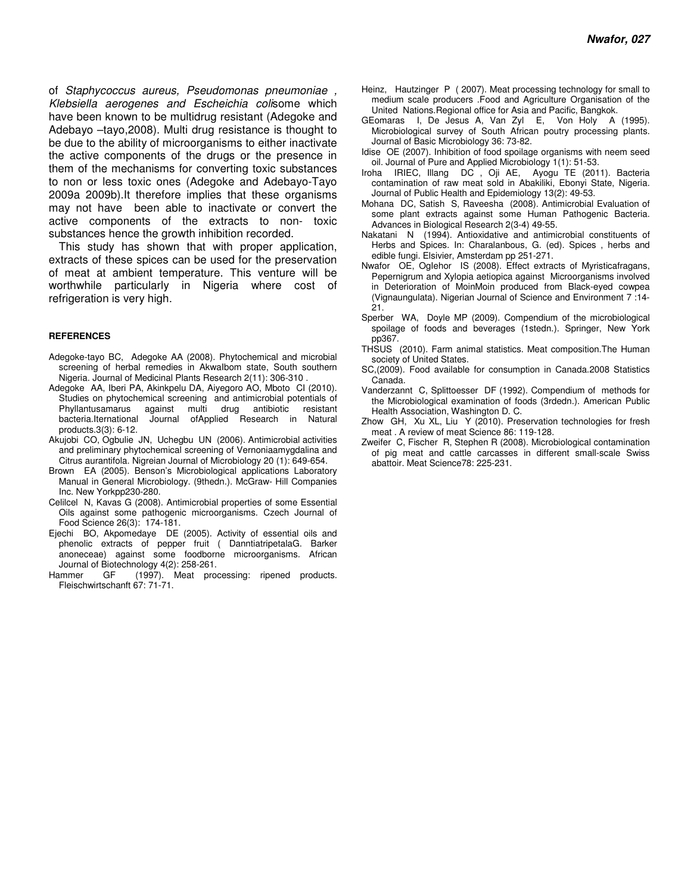of *Staphycoccus aureus, Pseudomonas pneumoniae , Klebsiella aerogenes and Escheichia coli*some which have been known to be multidrug resistant (Adegoke and Adebayo –tayo,2008). Multi drug resistance is thought to be due to the ability of microorganisms to either inactivate the active components of the drugs or the presence in them of the mechanisms for converting toxic substances to non or less toxic ones (Adegoke and Adebayo-Tayo 2009a 2009b).It therefore implies that these organisms may not have been able to inactivate or convert the active components of the extracts to non- toxic substances hence the growth inhibition recorded.

This study has shown that with proper application, extracts of these spices can be used for the preservation of meat at ambient temperature. This venture will be worthwhile particularly in Nigeria where cost of refrigeration is very high.

## REFERENCES

Adegoke-tayo BC, Adegoke AA (2008). Phytochemical and microbial screening of herbal remedies in AkwaIbom state, South southern Nigeria. Journal of Medicinal Plants Research 2(11): 306-310 .

Adegoke AA, Iberi PA, Akinkpelu DA, Aiyegoro AO, Mboto CI (2010). Studies on phytochemical screening and antimicrobial potentials of Phyllantusamarus against multi drug antibiotic resistant bacteria.Iternational Journal ofApplied Research in Natural products.3(3): 6-12.

Akujobi CO, Ogbulie JN, Uchegbu UN (2006). Antimicrobial activities and preliminary phytochemical screening of Vernoniaamygdalina and Citrus aurantifola. Nigreian Journal of Microbiology 20 (1): 649-654.

Brown EA (2005). Benson's Microbiological applications Laboratory Manual in General Microbiology. (9thedn.). McGraw- Hill Companies Inc. New Yorkpp230-280.

Celilcel N, Kavas G (2008). Antimicrobial properties of some Essential Oils against some pathogenic microorganisms. Czech Journal of Food Science 26(3): 174-181.

Ejechi BO, Akpomedaye DE (2005). Activity of essential oils and phenolic extracts of pepper fruit ( DanntiatripetalaG. Barker anoneceae) against some foodborne microorganisms. African Journal of Biotechnology 4(2): 258-261.

Hammer GF (1997). Meat processing: ripened products. Fleischwirtschanft 67: 71-71.

Heinz, Hautzinger P ( 2007). Meat processing technology for small to medium scale producers .Food and Agriculture Organisation of the United Nations.Regional office for Asia and Pacific, Bangkok.

GEomaras I, De Jesus A, Van Zyl E, Von Holy A (1995). Microbiological survey of South African poutry processing plants. Journal of Basic Microbiology 36: 73-82.

Idise OE (2007). Inhibition of food spoilage organisms with neem seed oil. Journal of Pure and Applied Microbiology 1(1): 51-53.

Iroha IRIEC, Illang DC , Oji AE, Ayogu TE (2011). Bacteria contamination of raw meat sold in Abakiliki, Ebonyi State, Nigeria. Journal of Public Health and Epidemiology 13(2): 49-53.

Mohana DC, Satish S, Raveesha (2008). Antimicrobial Evaluation of some plant extracts against some Human Pathogenic Bacteria. Advances in Biological Research 2(3-4) 49-55.

Nakatani N (1994). Antioxidative and antimicrobial constituents of Herbs and Spices. In: Charalanbous, G. (ed). Spices , herbs and edible fungi. Elsivier, Amsterdam pp 251-271.

Nwafor OE, Oglehor IS (2008). Effect extracts of Myristicafragans, Pepernigrum and Xylopia aetiopica against Microorganisms involved in Deterioration of MoinMoin produced from Black-eyed cowpea (Vignaungulata). Nigerian Journal of Science and Environment 7 :14-21.

Sperber WA, Doyle MP (2009). Compendium of the microbiological spoilage of foods and beverages (1stedn.). Springer, New York pp367.

THSUS (2010). Farm animal statistics. Meat composition.The Human society of United States.

SC,(2009). Food available for consumption in Canada.2008 Statistics Canada.

Vanderzannt C, Splittoesser DF (1992). Compendium of methods for the Microbiological examination of foods (3rdedn.). American Public Health Association, Washington D. C.

Zhow GH, Xu XL, Liu Y (2010). Preservation technologies for fresh meat . A review of meat Science 86: 119-128.

Zweifer C, Fischer R, Stephen R (2008). Microbiological contamination of pig meat and cattle carcasses in different small-scale Swiss abattoir. Meat Science78: 225-231.